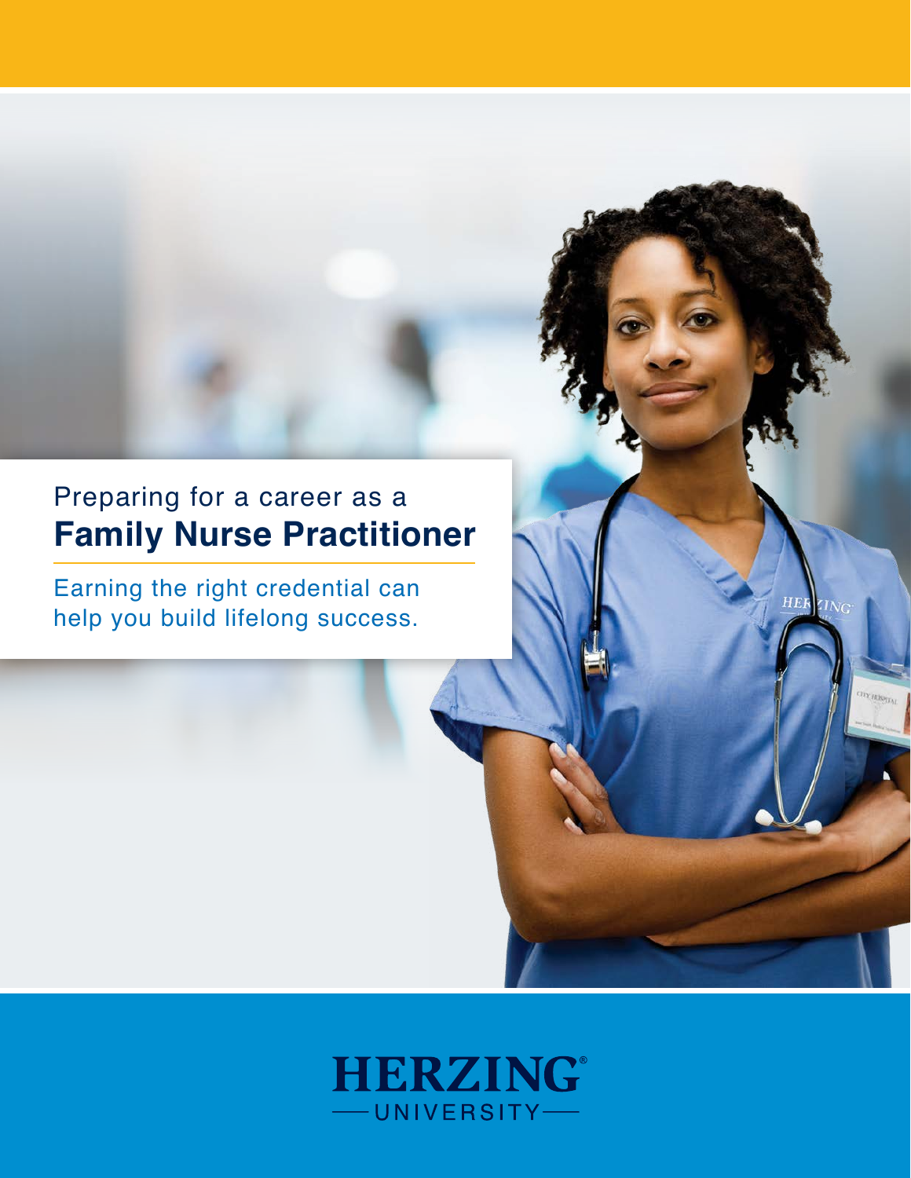Preparing for a career as a

# Family Nurse Practitioner

Earning the right credential can help you build lifelong success.

HERZING® UNIVERSITY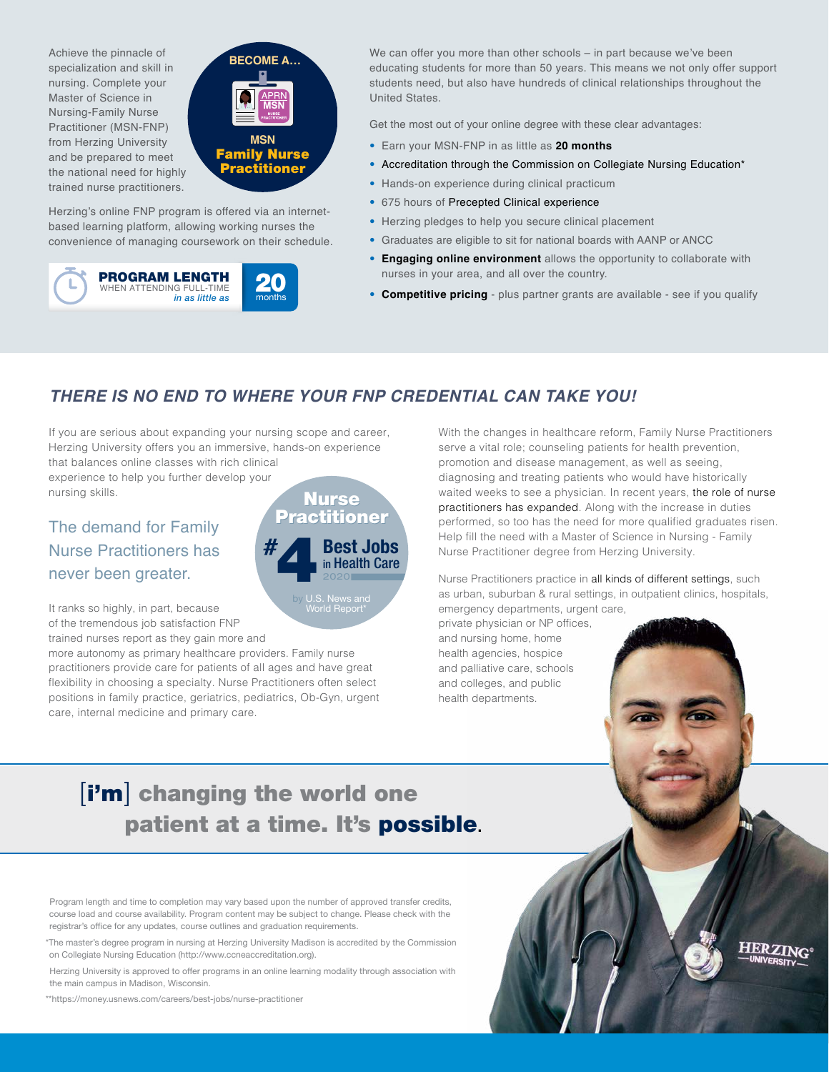Achieve the pinnacle of specialization and skill in nursing. Complete your Master of Science in Nursing-Family Nurse Practitioner (MSN-FNP) from Herzing University and be prepared to meet the national need for highly trained nurse practitioners.

**BECOME A...**

**MSN Family Nurse Practitioner**

Herzing's online FNP program is offered via an internet-based learning platform, allowing working nurses the convenience of managing coursework on their schedule.

**PROGRAM LENGTH** WHEN ATTENDING FULL-TIME *in as little as* **20** months

We can offer you more than other schools – in part because we've been educating students for more than 50 years. This means we not only offer support students need, but also have hundreds of clinical relationships throughout the United States.

Get the most out of your online degree with these clear advantages:

- Earn your MSN-FNP in as little as **20 months**
- Accreditation through the Commission on Collegiate Nursing Education*
- Hands-on experience during clinical practicum
- 675 hours of Precepted Clinical experience
- Herzing pledges to help you secure clinical placement
- Graduates are eligible to sit for national boards with AANP or ANCC
- **Engaging online environment** allows the opportunity to collaborate with nurses in your area, and all over the country.
- **Competitive pricing** - plus partner grants are available - see if you qualify

## *THERE IS NO END TO WHERE YOUR FNP CREDENTIAL CAN TAKE YOU!*

If you are serious about expanding your nursing scope and career, Herzing University offers you an immersive, hands-on experience that balances online classes with rich clinical experience to help you further develop your nursing skills.

### The demand for Family Nurse Practitioners has never been greater.

**Nurse Practitioner #4 Best Jobs in Health Care 2020** by U.S. News and World Report*

It ranks so highly, in part, because of the tremendous job satisfaction FNP trained nurses report as they gain more and more autonomy as primary healthcare providers. Family nurse practitioners provide care for patients of all ages and have great flexibility in choosing a specialty. Nurse Practitioners often select positions in family practice, geriatrics, pediatrics, Ob-Gyn, urgent care, internal medicine and primary care.

With the changes in healthcare reform, Family Nurse Practitioners serve a vital role; counseling patients for health prevention, promotion and disease management, as well as seeing, diagnosing and treating patients who would have historically waited weeks to see a physician. In recent years, the role of nurse practitioners has expanded. Along with the increase in duties performed, so too has the need for more qualified graduates risen. Help fill the need with a Master of Science in Nursing - Family Nurse Practitioner degree from Herzing University.

Nurse Practitioners practice in all kinds of different settings, such as urban, suburban & rural settings, in outpatient clinics, hospitals, emergency departments, urgent care, private physician or NP offices, and nursing home, home health agencies, hospice and palliative care, schools and colleges, and public health departments.

## [i'm] changing the world one patient at a time. It's **possible**.

Program length and time to completion may vary based upon the number of approved transfer credits, course load and course availability. Program content may be subject to change. Please check with the registrar's office for any updates, course outlines and graduation requirements.

*The master's degree program in nursing at Herzing University Madison is accredited by the Commission on Collegiate Nursing Education (http://www.ccneaccreditation.org).

Herzing University is approved to offer programs in an online learning modality through association with the main campus in Madison, Wisconsin.

**https://money.usnews.com/careers/best-jobs/nurse-practitioner

HERZING UNIVERSITY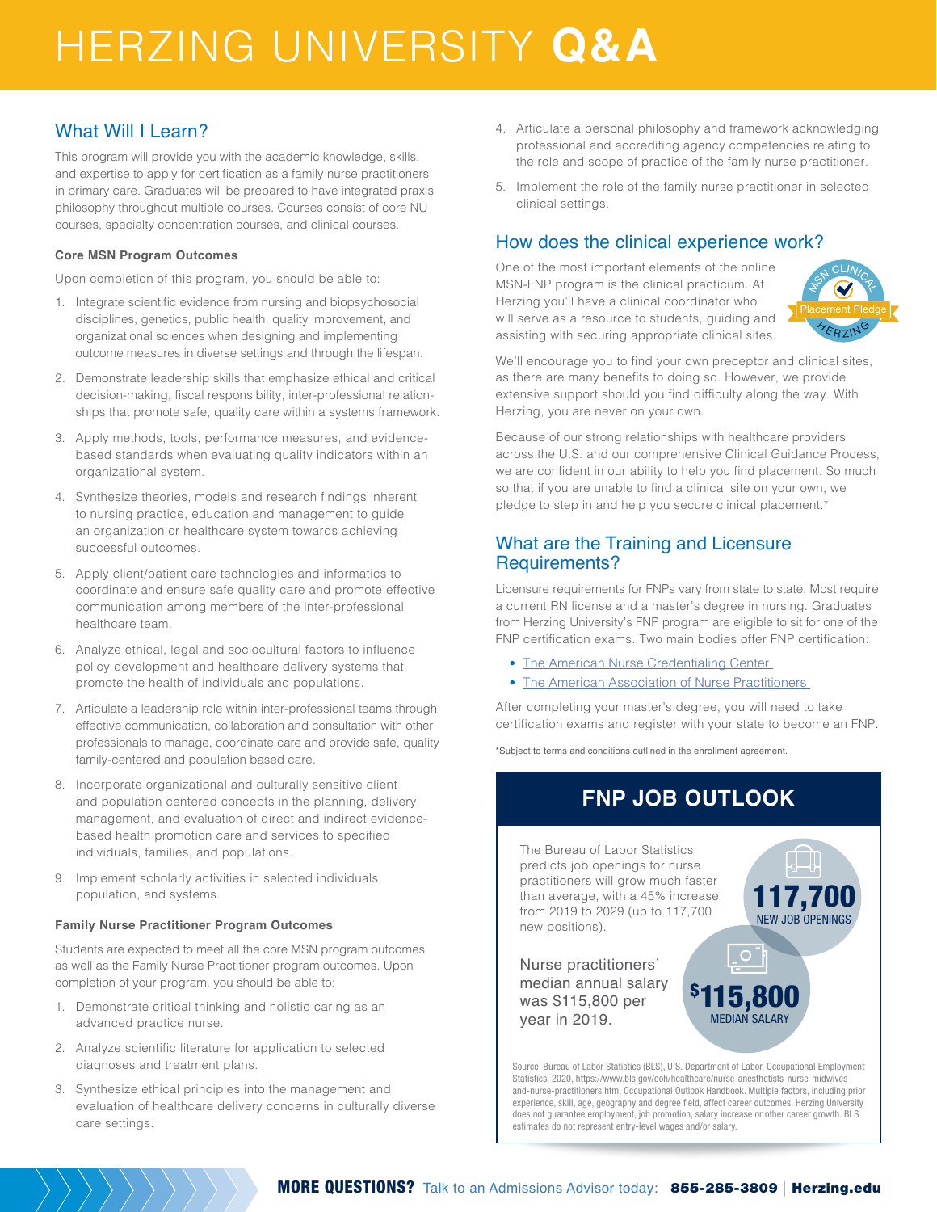# HERZING UNIVERSITY **Q&A**

## What Will I Learn?

This program will provide you with the academic knowledge, skills, and expertise to apply for certification as a family nurse practitioners in primary care. Graduates will be prepared to have integrated praxis philosophy throughout multiple courses. Courses consist of core NU courses, specialty concentration courses, and clinical courses.

**Core MSN Program Outcomes**

Upon completion of this program, you should be able to:

1. Integrate scientific evidence from nursing and biopsychosocial disciplines, genetics, public health, quality improvement, and organizational sciences when designing and implementing outcome measures in diverse settings and through the lifespan.
2. Demonstrate leadership skills that emphasize ethical and critical decision-making, fiscal responsibility, inter-professional relationships that promote safe, quality care within a systems framework.
3. Apply methods, tools, performance measures, and evidence-based standards when evaluating quality indicators within an organizational system.
4. Synthesize theories, models and research findings inherent to nursing practice, education and management to guide an organization or healthcare system towards achieving successful outcomes.
5. Apply client/patient care technologies and informatics to coordinate and ensure safe quality care and promote effective communication among members of the inter-professional healthcare team.
6. Analyze ethical, legal and sociocultural factors to influence policy development and healthcare delivery systems that promote the health of individuals and populations.
7. Articulate a leadership role within inter-professional teams through effective communication, collaboration and consultation with other professionals to manage, coordinate care and provide safe, quality family-centered and population based care.
8. Incorporate organizational and culturally sensitive client and population centered concepts in the planning, delivery, management, and evaluation of direct and indirect evidence-based health promotion care and services to specified individuals, families, and populations.
9. Implement scholarly activities in selected individuals, population, and systems.

**Family Nurse Practitioner Program Outcomes**

Students are expected to meet all the core MSN program outcomes as well as the Family Nurse Practitioner program outcomes. Upon completion of your program, you should be able to:

1. Demonstrate critical thinking and holistic caring as an advanced practice nurse.
2. Analyze scientific literature for application to selected diagnoses and treatment plans.
3. Synthesize ethical principles into the management and evaluation of healthcare delivery concerns in culturally diverse care settings.
4. Articulate a personal philosophy and framework acknowledging professional and accrediting agency competencies relating to the role and scope of practice of the family nurse practitioner.
5. Implement the role of the family nurse practitioner in selected clinical settings.

## How does the clinical experience work?

MSN Clinical Placement Pledge — Herzing

One of the most important elements of the online MSN-FNP program is the clinical practicum. At Herzing you'll have a clinical coordinator who will serve as a resource to students, guiding and assisting with securing appropriate clinical sites.

We'll encourage you to find your own preceptor and clinical sites, as there are many benefits to doing so. However, we provide extensive support should you find difficulty along the way. With Herzing, you are never on your own.

Because of our strong relationships with healthcare providers across the U.S. and our comprehensive Clinical Guidance Process, we are confident in our ability to help you find placement. So much so that if you are unable to find a clinical site on your own, we pledge to step in and help you secure clinical placement.*

## What are the Training and Licensure Requirements?

Licensure requirements for FNPs vary from state to state. Most require a current RN license and a master's degree in nursing. Graduates from Herzing University's FNP program are eligible to sit for one of the FNP certification exams. Two main bodies offer FNP certification:

- The American Nurse Credentialing Center
- The American Association of Nurse Practitioners

After completing your master's degree, you will need to take certification exams and register with your state to become an FNP.

*Subject to terms and conditions outlined in the enrollment agreement.

## FNP JOB OUTLOOK

The Bureau of Labor Statistics predicts job openings for nurse practitioners will grow much faster than average, with a 45% increase from 2019 to 2029 (up to 117,700 new positions).

**117,700** NEW JOB OPENINGS

Nurse practitioners' median annual salary was $115,800 per year in 2019.

**$115,800** MEDIAN SALARY

Source: Bureau of Labor Statistics (BLS), U.S. Department of Labor, Occupational Employment Statistics, 2020, https://www.bls.gov/ooh/healthcare/nurse-anesthetists-nurse-midwives-and-nurse-practitioners.htm, Occupational Outlook Handbook. Multiple factors, including prior experience, skill, age, geography and degree field, affect career outcomes. Herzing University does not guarantee employment, job promotion, salary increase or other career growth. BLS estimates do not represent entry-level wages and/or salary.

**MORE QUESTIONS?** Talk to an Admissions Advisor today: **855-285-3809** | **Herzing.edu**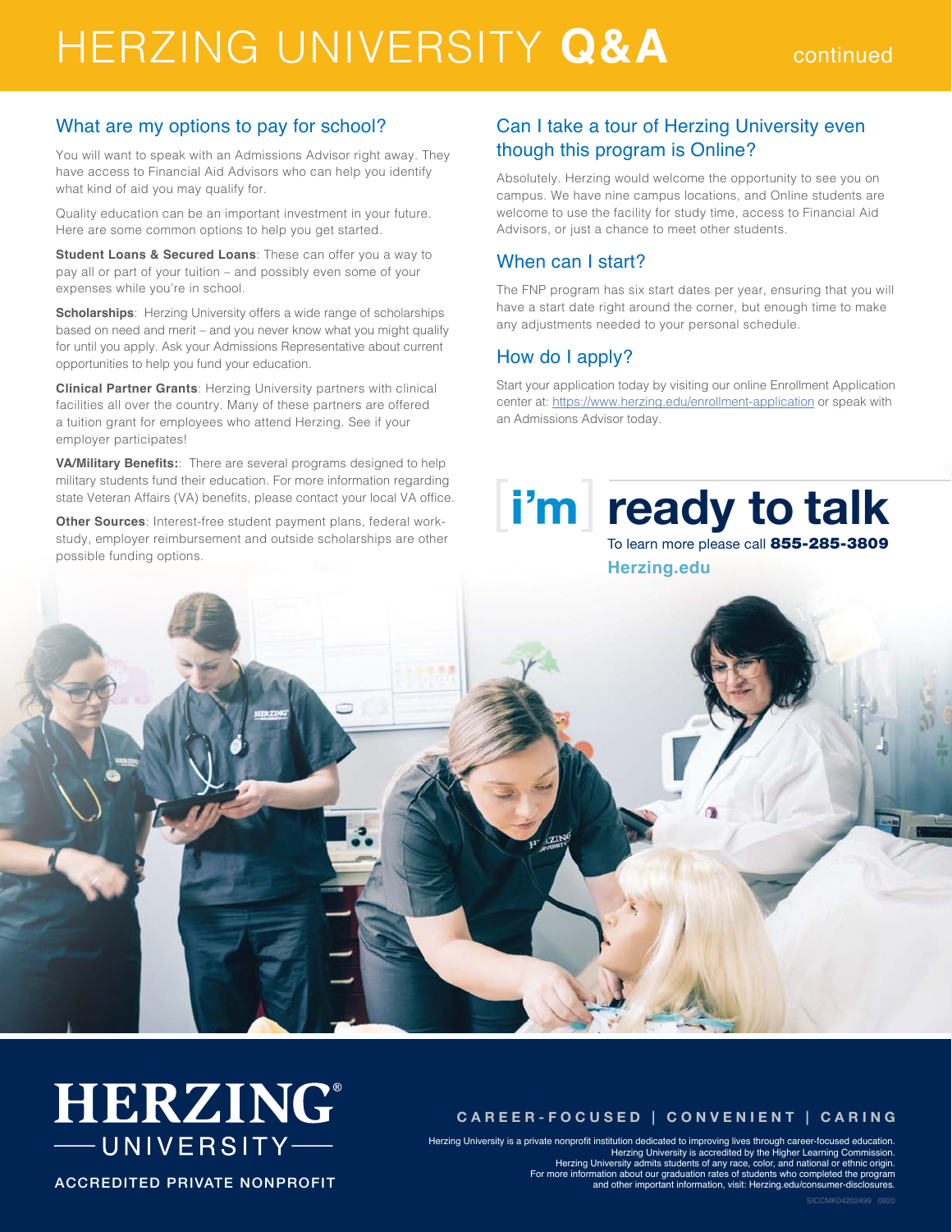# HERZING UNIVERSITY **Q&A** continued

## What are my options to pay for school?

You will want to speak with an Admissions Advisor right away. They have access to Financial Aid Advisors who can help you identify what kind of aid you may qualify for.

Quality education can be an important investment in your future. Here are some common options to help you get started.

**Student Loans & Secured Loans**: These can offer you a way to pay all or part of your tuition – and possibly even some of your expenses while you're in school.

**Scholarships**: Herzing University offers a wide range of scholarships based on need and merit – and you never know what you might qualify for until you apply. Ask your Admissions Representative about current opportunities to help you fund your education.

**Clinical Partner Grants**: Herzing University partners with clinical facilities all over the country. Many of these partners are offered a tuition grant for employees who attend Herzing. See if your employer participates!

**VA/Military Benefits:**: There are several programs designed to help military students fund their education. For more information regarding state Veteran Affairs (VA) benefits, please contact your local VA office.

**Other Sources**: Interest-free student payment plans, federal work-study, employer reimbursement and outside scholarships are other possible funding options.

## Can I take a tour of Herzing University even though this program is Online?

Absolutely. Herzing would welcome the opportunity to see you on campus. We have nine campus locations, and Online students are welcome to use the facility for study time, access to Financial Aid Advisors, or just a chance to meet other students.

## When can I start?

The FNP program has six start dates per year, ensuring that you will have a start date right around the corner, but enough time to make any adjustments needed to your personal schedule.

## How do I apply?

Start your application today by visiting our online Enrollment Application center at: https://www.herzing.edu/enrollment-application or speak with an Admissions Advisor today.

**[i'm] ready to talk**

To learn more please call **855-285-3809**

**Herzing.edu**

**HERZING® UNIVERSITY**

ACCREDITED PRIVATE NONPROFIT

**CAREER-FOCUSED | CONVENIENT | CARING**

Herzing University is a private nonprofit institution dedicated to improving lives through career-focused education.
Herzing University is accredited by the Higher Learning Commission.
Herzing University admits students of any race, color, and national or ethnic origin.
For more information about our graduation rates of students who completed the program and other important information, visit: Herzing.edu/consumer-disclosures.

SICCMK04202499 0920